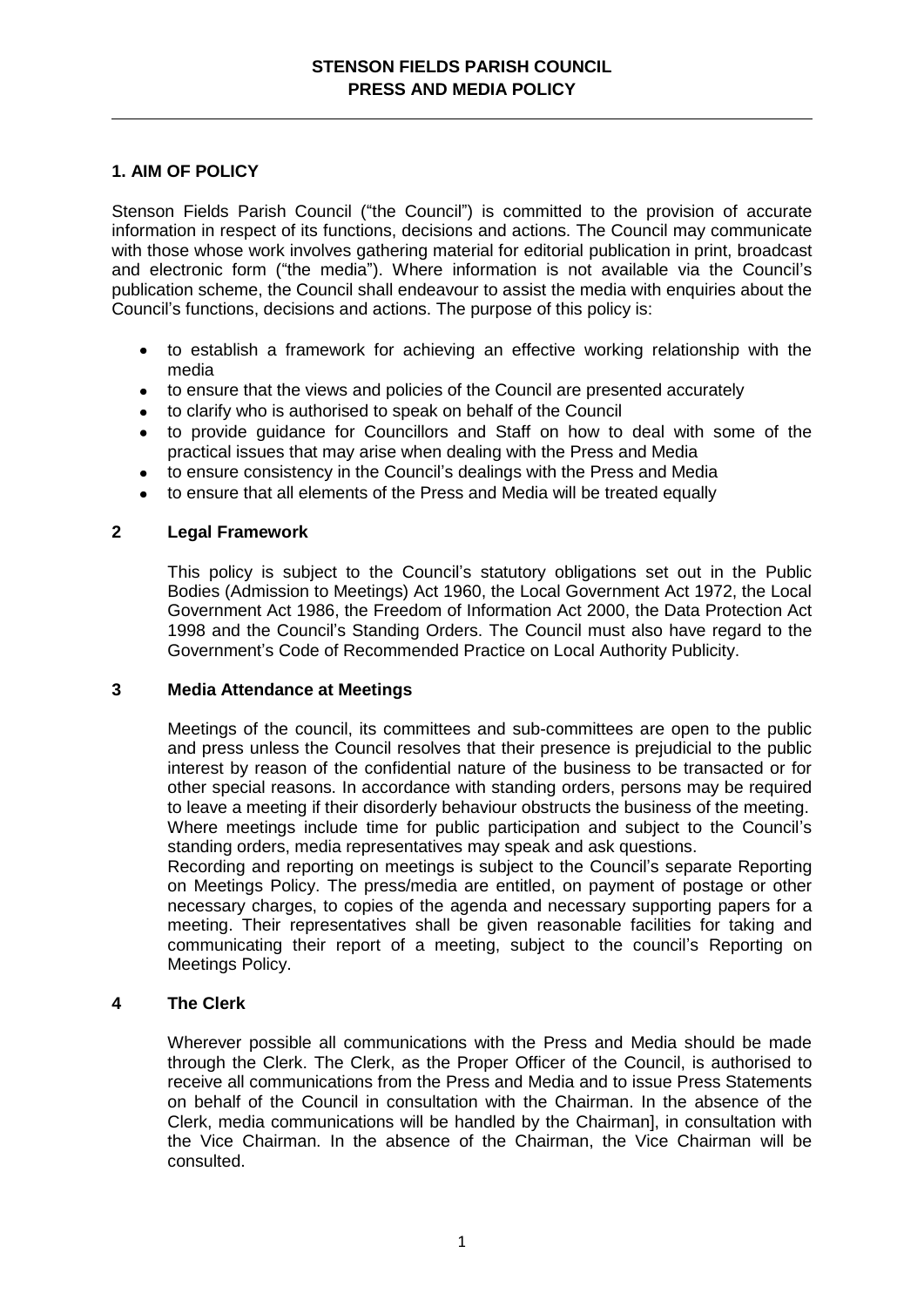# STENSON FIELDS PARISH COUNCIL
# PRESS AND MEDIA POLICY

## 1. AIM OF POLICY

Stenson Fields Parish Council ("the Council") is committed to the provision of accurate information in respect of its functions, decisions and actions. The Council may communicate with those whose work involves gathering material for editorial publication in print, broadcast and electronic form ("the media"). Where information is not available via the Council's publication scheme, the Council shall endeavour to assist the media with enquiries about the Council's functions, decisions and actions. The purpose of this policy is:

- to establish a framework for achieving an effective working relationship with the media
- to ensure that the views and policies of the Council are presented accurately
- to clarify who is authorised to speak on behalf of the Council
- to provide guidance for Councillors and Staff on how to deal with some of the practical issues that may arise when dealing with the Press and Media
- to ensure consistency in the Council's dealings with the Press and Media
- to ensure that all elements of the Press and Media will be treated equally

## 2 Legal Framework

This policy is subject to the Council's statutory obligations set out in the Public Bodies (Admission to Meetings) Act 1960, the Local Government Act 1972, the Local Government Act 1986, the Freedom of Information Act 2000, the Data Protection Act 1998 and the Council's Standing Orders. The Council must also have regard to the Government's Code of Recommended Practice on Local Authority Publicity.

## 3 Media Attendance at Meetings

Meetings of the council, its committees and sub-committees are open to the public and press unless the Council resolves that their presence is prejudicial to the public interest by reason of the confidential nature of the business to be transacted or for other special reasons. In accordance with standing orders, persons may be required to leave a meeting if their disorderly behaviour obstructs the business of the meeting. Where meetings include time for public participation and subject to the Council's standing orders, media representatives may speak and ask questions.

Recording and reporting on meetings is subject to the Council's separate Reporting on Meetings Policy. The press/media are entitled, on payment of postage or other necessary charges, to copies of the agenda and necessary supporting papers for a meeting. Their representatives shall be given reasonable facilities for taking and communicating their report of a meeting, subject to the council's Reporting on Meetings Policy.

## 4 The Clerk

Wherever possible all communications with the Press and Media should be made through the Clerk. The Clerk, as the Proper Officer of the Council, is authorised to receive all communications from the Press and Media and to issue Press Statements on behalf of the Council in consultation with the Chairman. In the absence of the Clerk, media communications will be handled by the Chairman], in consultation with the Vice Chairman. In the absence of the Chairman, the Vice Chairman will be consulted.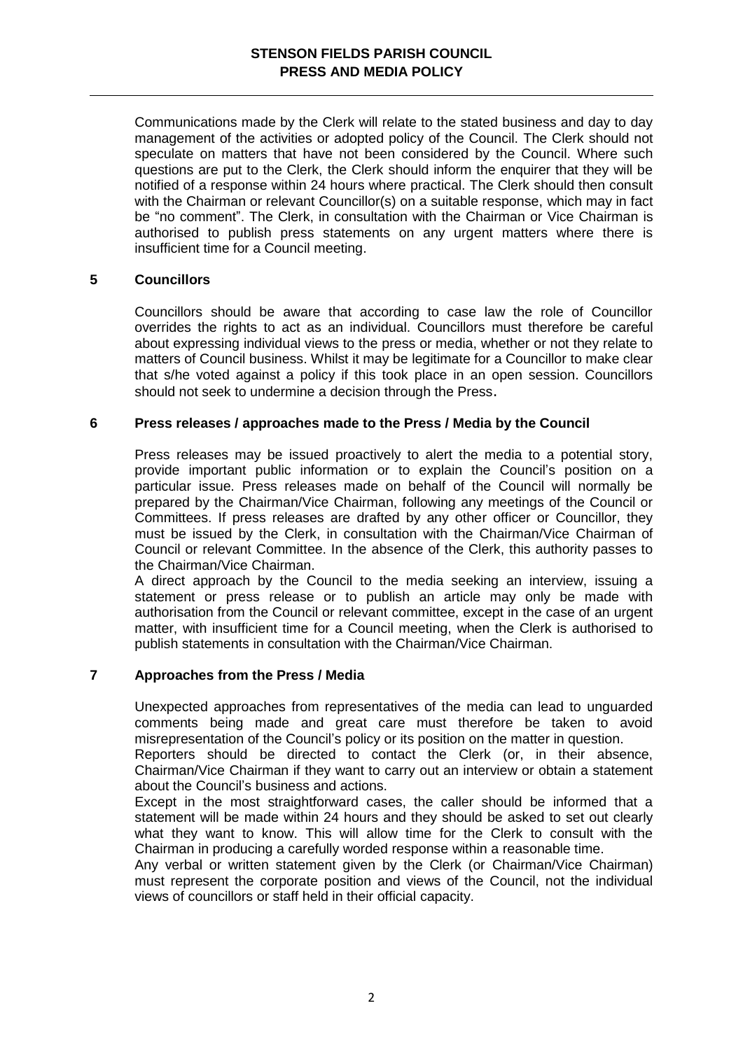Communications made by the Clerk will relate to the stated business and day to day management of the activities or adopted policy of the Council. The Clerk should not speculate on matters that have not been considered by the Council. Where such questions are put to the Clerk, the Clerk should inform the enquirer that they will be notified of a response within 24 hours where practical. The Clerk should then consult with the Chairman or relevant Councillor(s) on a suitable response, which may in fact be "no comment". The Clerk, in consultation with the Chairman or Vice Chairman is authorised to publish press statements on any urgent matters where there is insufficient time for a Council meeting.

## 5 Councillors

Councillors should be aware that according to case law the role of Councillor overrides the rights to act as an individual. Councillors must therefore be careful about expressing individual views to the press or media, whether or not they relate to matters of Council business. Whilst it may be legitimate for a Councillor to make clear that s/he voted against a policy if this took place in an open session. Councillors should not seek to undermine a decision through the Press.

## 6 Press releases / approaches made to the Press / Media by the Council

Press releases may be issued proactively to alert the media to a potential story, provide important public information or to explain the Council's position on a particular issue. Press releases made on behalf of the Council will normally be prepared by the Chairman/Vice Chairman, following any meetings of the Council or Committees. If press releases are drafted by any other officer or Councillor, they must be issued by the Clerk, in consultation with the Chairman/Vice Chairman of Council or relevant Committee. In the absence of the Clerk, this authority passes to the Chairman/Vice Chairman.

A direct approach by the Council to the media seeking an interview, issuing a statement or press release or to publish an article may only be made with authorisation from the Council or relevant committee, except in the case of an urgent matter, with insufficient time for a Council meeting, when the Clerk is authorised to publish statements in consultation with the Chairman/Vice Chairman.

## 7 Approaches from the Press / Media

Unexpected approaches from representatives of the media can lead to unguarded comments being made and great care must therefore be taken to avoid misrepresentation of the Council's policy or its position on the matter in question.

Reporters should be directed to contact the Clerk (or, in their absence, Chairman/Vice Chairman if they want to carry out an interview or obtain a statement about the Council's business and actions.

Except in the most straightforward cases, the caller should be informed that a statement will be made within 24 hours and they should be asked to set out clearly what they want to know. This will allow time for the Clerk to consult with the Chairman in producing a carefully worded response within a reasonable time.

Any verbal or written statement given by the Clerk (or Chairman/Vice Chairman) must represent the corporate position and views of the Council, not the individual views of councillors or staff held in their official capacity.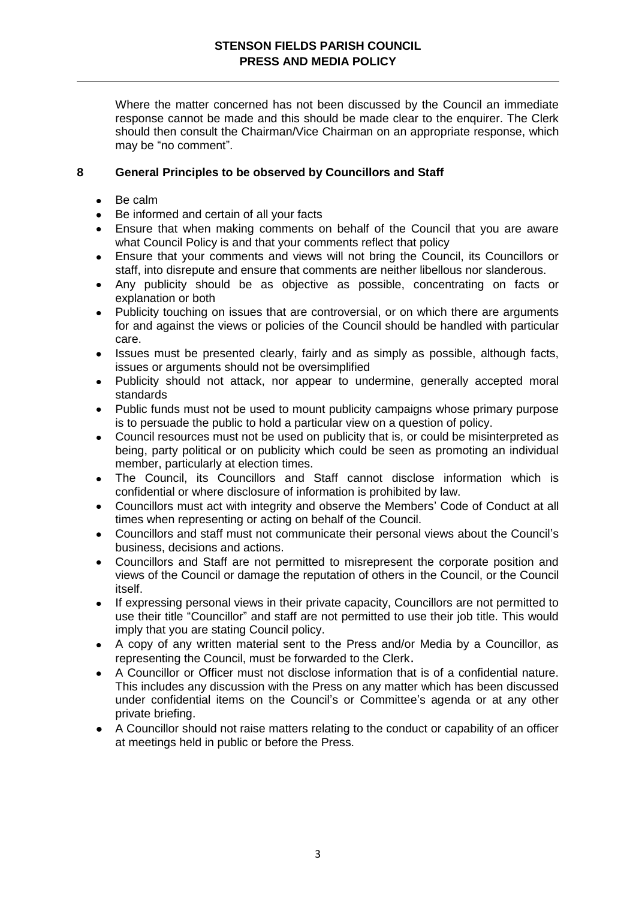Where the matter concerned has not been discussed by the Council an immediate response cannot be made and this should be made clear to the enquirer. The Clerk should then consult the Chairman/Vice Chairman on an appropriate response, which may be "no comment".

## 8 General Principles to be observed by Councillors and Staff

- Be calm
- Be informed and certain of all your facts
- Ensure that when making comments on behalf of the Council that you are aware what Council Policy is and that your comments reflect that policy
- Ensure that your comments and views will not bring the Council, its Councillors or staff, into disrepute and ensure that comments are neither libellous nor slanderous.
- Any publicity should be as objective as possible, concentrating on facts or explanation or both
- Publicity touching on issues that are controversial, or on which there are arguments for and against the views or policies of the Council should be handled with particular care.
- Issues must be presented clearly, fairly and as simply as possible, although facts, issues or arguments should not be oversimplified
- Publicity should not attack, nor appear to undermine, generally accepted moral standards
- Public funds must not be used to mount publicity campaigns whose primary purpose is to persuade the public to hold a particular view on a question of policy.
- Council resources must not be used on publicity that is, or could be misinterpreted as being, party political or on publicity which could be seen as promoting an individual member, particularly at election times.
- The Council, its Councillors and Staff cannot disclose information which is confidential or where disclosure of information is prohibited by law.
- Councillors must act with integrity and observe the Members' Code of Conduct at all times when representing or acting on behalf of the Council.
- Councillors and staff must not communicate their personal views about the Council's business, decisions and actions.
- Councillors and Staff are not permitted to misrepresent the corporate position and views of the Council or damage the reputation of others in the Council, or the Council itself.
- If expressing personal views in their private capacity, Councillors are not permitted to use their title "Councillor" and staff are not permitted to use their job title. This would imply that you are stating Council policy.
- A copy of any written material sent to the Press and/or Media by a Councillor, as representing the Council, must be forwarded to the Clerk.
- A Councillor or Officer must not disclose information that is of a confidential nature. This includes any discussion with the Press on any matter which has been discussed under confidential items on the Council's or Committee's agenda or at any other private briefing.
- A Councillor should not raise matters relating to the conduct or capability of an officer at meetings held in public or before the Press.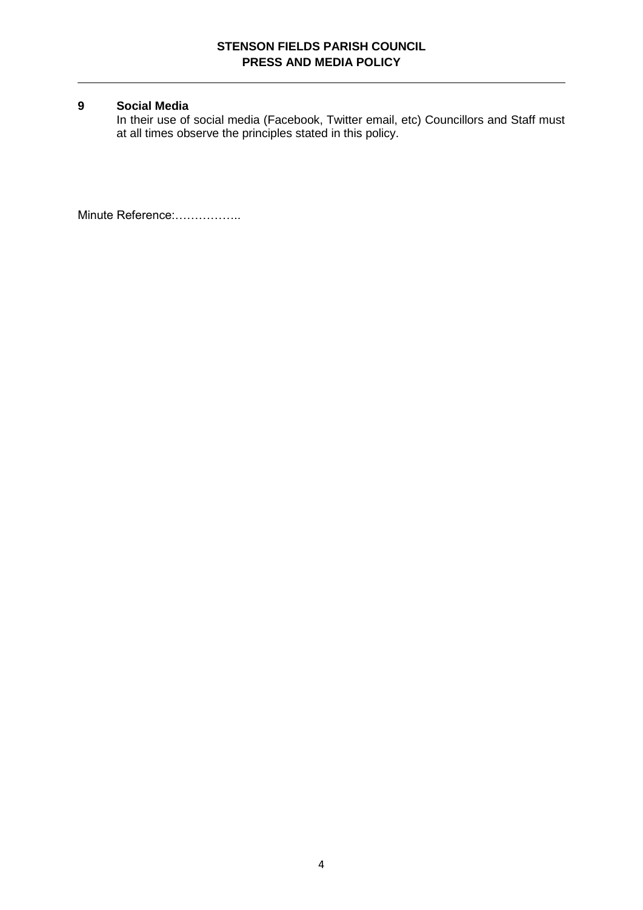## 9 Social Media

In their use of social media (Facebook, Twitter email, etc) Councillors and Staff must at all times observe the principles stated in this policy.

Minute Reference:……………..